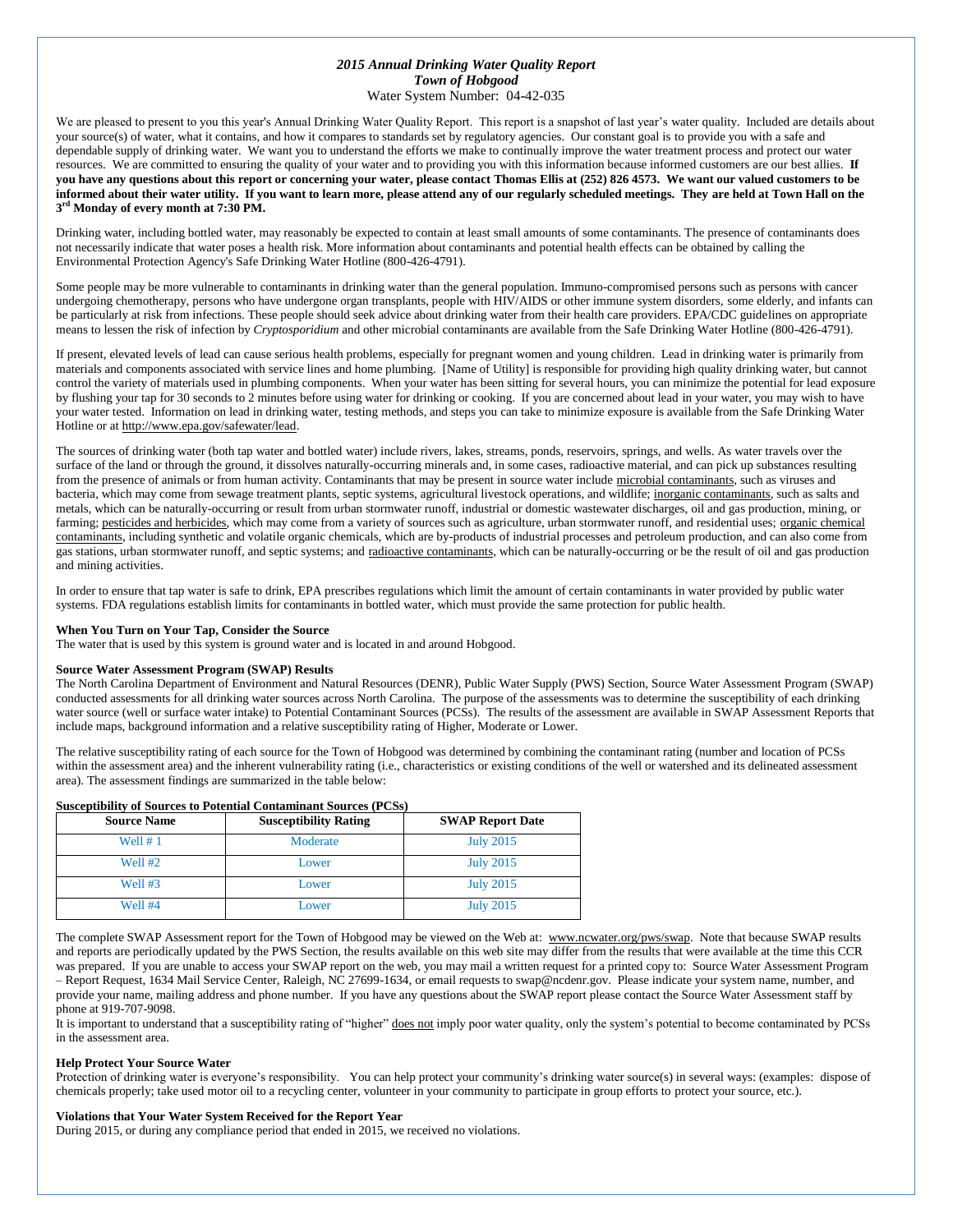# *2015 Annual Drinking Water Quality Report*
## *Town of Hobgood*
Water System Number: 04-42-035

We are pleased to present to you this year's Annual Drinking Water Quality Report. This report is a snapshot of last year's water quality. Included are details about your source(s) of water, what it contains, and how it compares to standards set by regulatory agencies. Our constant goal is to provide you with a safe and dependable supply of drinking water. We want you to understand the efforts we make to continually improve the water treatment process and protect our water resources. We are committed to ensuring the quality of your water and to providing you with this information because informed customers are our best allies. **If you have any questions about this report or concerning your water, please contact Thomas Ellis at (252) 826 4573. We want our valued customers to be informed about their water utility. If you want to learn more, please attend any of our regularly scheduled meetings. They are held at Town Hall on the 3rd Monday of every month at 7:30 PM.**

Drinking water, including bottled water, may reasonably be expected to contain at least small amounts of some contaminants. The presence of contaminants does not necessarily indicate that water poses a health risk. More information about contaminants and potential health effects can be obtained by calling the Environmental Protection Agency's Safe Drinking Water Hotline (800-426-4791).

Some people may be more vulnerable to contaminants in drinking water than the general population. Immuno-compromised persons such as persons with cancer undergoing chemotherapy, persons who have undergone organ transplants, people with HIV/AIDS or other immune system disorders, some elderly, and infants can be particularly at risk from infections. These people should seek advice about drinking water from their health care providers. EPA/CDC guidelines on appropriate means to lessen the risk of infection by *Cryptosporidium* and other microbial contaminants are available from the Safe Drinking Water Hotline (800-426-4791).

If present, elevated levels of lead can cause serious health problems, especially for pregnant women and young children. Lead in drinking water is primarily from materials and components associated with service lines and home plumbing. [Name of Utility] is responsible for providing high quality drinking water, but cannot control the variety of materials used in plumbing components. When your water has been sitting for several hours, you can minimize the potential for lead exposure by flushing your tap for 30 seconds to 2 minutes before using water for drinking or cooking. If you are concerned about lead in your water, you may wish to have your water tested. Information on lead in drinking water, testing methods, and steps you can take to minimize exposure is available from the Safe Drinking Water Hotline or at http://www.epa.gov/safewater/lead.

The sources of drinking water (both tap water and bottled water) include rivers, lakes, streams, ponds, reservoirs, springs, and wells. As water travels over the surface of the land or through the ground, it dissolves naturally-occurring minerals and, in some cases, radioactive material, and can pick up substances resulting from the presence of animals or from human activity. Contaminants that may be present in source water include microbial contaminants, such as viruses and bacteria, which may come from sewage treatment plants, septic systems, agricultural livestock operations, and wildlife; inorganic contaminants, such as salts and metals, which can be naturally-occurring or result from urban stormwater runoff, industrial or domestic wastewater discharges, oil and gas production, mining, or farming; pesticides and herbicides, which may come from a variety of sources such as agriculture, urban stormwater runoff, and residential uses; organic chemical contaminants, including synthetic and volatile organic chemicals, which are by-products of industrial processes and petroleum production, and can also come from gas stations, urban stormwater runoff, and septic systems; and radioactive contaminants, which can be naturally-occurring or be the result of oil and gas production and mining activities.

In order to ensure that tap water is safe to drink, EPA prescribes regulations which limit the amount of certain contaminants in water provided by public water systems. FDA regulations establish limits for contaminants in bottled water, which must provide the same protection for public health.

**When You Turn on Your Tap, Consider the Source**
The water that is used by this system is ground water and is located in and around Hobgood.

**Source Water Assessment Program (SWAP) Results**
The North Carolina Department of Environment and Natural Resources (DENR), Public Water Supply (PWS) Section, Source Water Assessment Program (SWAP) conducted assessments for all drinking water sources across North Carolina. The purpose of the assessments was to determine the susceptibility of each drinking water source (well or surface water intake) to Potential Contaminant Sources (PCSs). The results of the assessment are available in SWAP Assessment Reports that include maps, background information and a relative susceptibility rating of Higher, Moderate or Lower.

The relative susceptibility rating of each source for the Town of Hobgood was determined by combining the contaminant rating (number and location of PCSs within the assessment area) and the inherent vulnerability rating (i.e., characteristics or existing conditions of the well or watershed and its delineated assessment area). The assessment findings are summarized in the table below:

**Susceptibility of Sources to Potential Contaminant Sources (PCSs)**

| Source Name | Susceptibility Rating | SWAP Report Date |
|---|---|---|
| Well # 1 | Moderate | July 2015 |
| Well #2 | Lower | July 2015 |
| Well #3 | Lower | July 2015 |
| Well #4 | Lower | July 2015 |

The complete SWAP Assessment report for the Town of Hobgood may be viewed on the Web at: www.ncwater.org/pws/swap. Note that because SWAP results and reports are periodically updated by the PWS Section, the results available on this web site may differ from the results that were available at the time this CCR was prepared. If you are unable to access your SWAP report on the web, you may mail a written request for a printed copy to: Source Water Assessment Program – Report Request, 1634 Mail Service Center, Raleigh, NC 27699-1634, or email requests to swap@ncdenr.gov. Please indicate your system name, number, and provide your name, mailing address and phone number. If you have any questions about the SWAP report please contact the Source Water Assessment staff by phone at 919-707-9098.
It is important to understand that a susceptibility rating of "higher" does not imply poor water quality, only the system's potential to become contaminated by PCSs in the assessment area.

**Help Protect Your Source Water**
Protection of drinking water is everyone's responsibility. You can help protect your community's drinking water source(s) in several ways: (examples: dispose of chemicals properly; take used motor oil to a recycling center, volunteer in your community to participate in group efforts to protect your source, etc.).

**Violations that Your Water System Received for the Report Year**
During 2015, or during any compliance period that ended in 2015, we received no violations.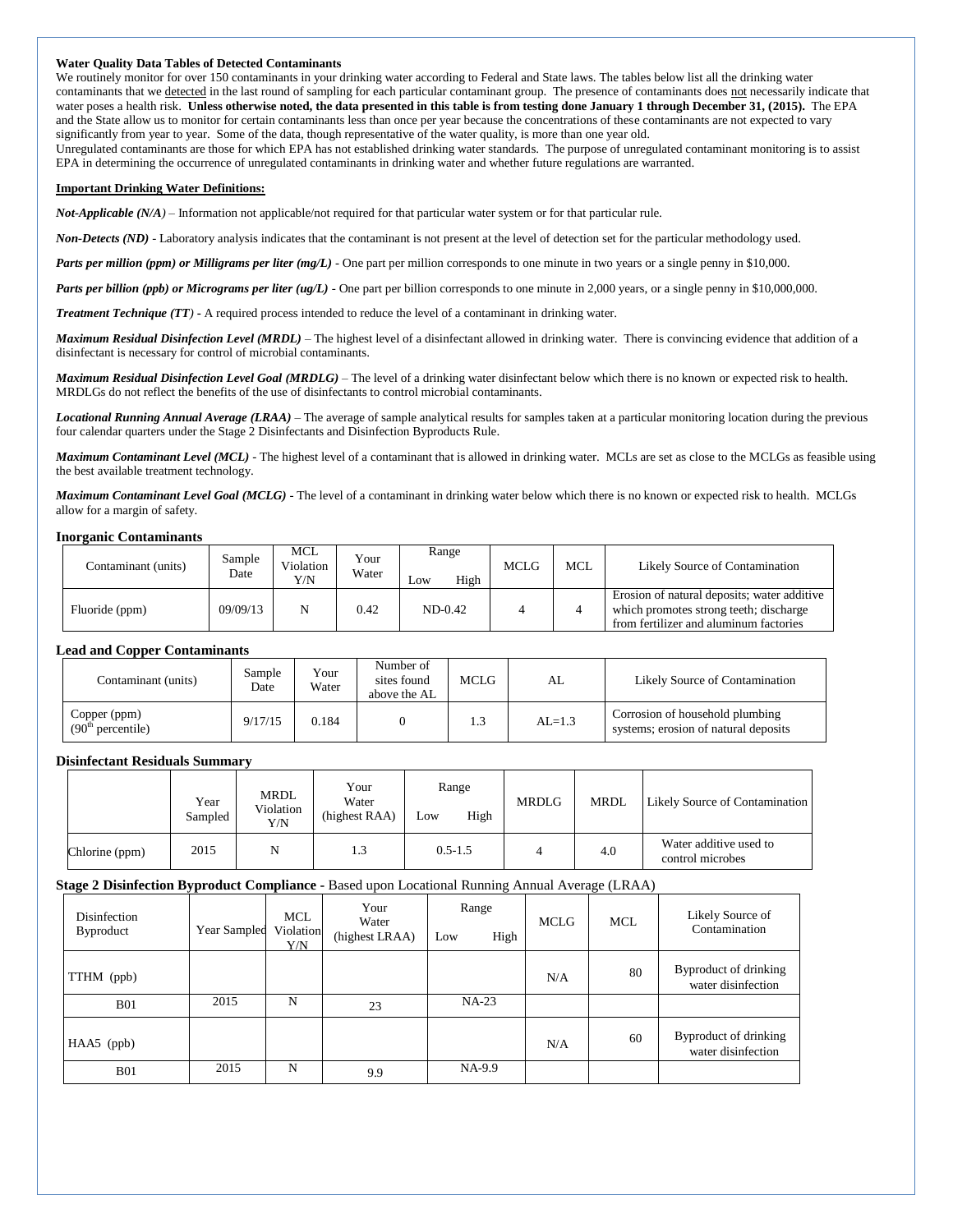**Water Quality Data Tables of Detected Contaminants**

We routinely monitor for over 150 contaminants in your drinking water according to Federal and State laws. The tables below list all the drinking water contaminants that we detected in the last round of sampling for each particular contaminant group. The presence of contaminants does not necessarily indicate that water poses a health risk. **Unless otherwise noted, the data presented in this table is from testing done January 1 through December 31, (2015).** The EPA and the State allow us to monitor for certain contaminants less than once per year because the concentrations of these contaminants are not expected to vary significantly from year to year. Some of the data, though representative of the water quality, is more than one year old.

Unregulated contaminants are those for which EPA has not established drinking water standards. The purpose of unregulated contaminant monitoring is to assist EPA in determining the occurrence of unregulated contaminants in drinking water and whether future regulations are warranted.

**Important Drinking Water Definitions:**

***Not-Applicable (N/A)*** – Information not applicable/not required for that particular water system or for that particular rule.

***Non-Detects (ND)*** - Laboratory analysis indicates that the contaminant is not present at the level of detection set for the particular methodology used.

***Parts per million (ppm) or Milligrams per liter (mg/L)*** - One part per million corresponds to one minute in two years or a single penny in $10,000.

***Parts per billion (ppb) or Micrograms per liter (ug/L)*** - One part per billion corresponds to one minute in 2,000 years, or a single penny in $10,000,000.

***Treatment Technique (TT)*** - A required process intended to reduce the level of a contaminant in drinking water.

***Maximum Residual Disinfection Level (MRDL)*** – The highest level of a disinfectant allowed in drinking water. There is convincing evidence that addition of a disinfectant is necessary for control of microbial contaminants.

***Maximum Residual Disinfection Level Goal (MRDLG)*** – The level of a drinking water disinfectant below which there is no known or expected risk to health. MRDLGs do not reflect the benefits of the use of disinfectants to control microbial contaminants.

***Locational Running Annual Average (LRAA)*** – The average of sample analytical results for samples taken at a particular monitoring location during the previous four calendar quarters under the Stage 2 Disinfectants and Disinfection Byproducts Rule.

***Maximum Contaminant Level (MCL)*** - The highest level of a contaminant that is allowed in drinking water. MCLs are set as close to the MCLGs as feasible using the best available treatment technology.

***Maximum Contaminant Level Goal (MCLG)*** - The level of a contaminant in drinking water below which there is no known or expected risk to health. MCLGs allow for a margin of safety.

**Inorganic Contaminants**

| Contaminant (units) | Sample Date | MCL Violation Y/N | Your Water | Range Low High | MCLG | MCL | Likely Source of Contamination |
|---|---|---|---|---|---|---|---|
| Fluoride (ppm) | 09/09/13 | N | 0.42 | ND-0.42 | 4 | 4 | Erosion of natural deposits; water additive which promotes strong teeth; discharge from fertilizer and aluminum factories |

**Lead and Copper Contaminants**

| Contaminant (units) | Sample Date | Your Water | Number of sites found above the AL | MCLG | AL | Likely Source of Contamination |
|---|---|---|---|---|---|---|
| Copper (ppm) (90th percentile) | 9/17/15 | 0.184 | 0 | 1.3 | AL=1.3 | Corrosion of household plumbing systems; erosion of natural deposits |

**Disinfectant Residuals Summary**

| | Year Sampled | MRDL Violation Y/N | Your Water (highest RAA) | Range Low High | MRDLG | MRDL | Likely Source of Contamination |
|---|---|---|---|---|---|---|---|
| Chlorine (ppm) | 2015 | N | 1.3 | 0.5-1.5 | 4 | 4.0 | Water additive used to control microbes |

**Stage 2 Disinfection Byproduct Compliance** - Based upon Locational Running Annual Average (LRAA)

| Disinfection Byproduct | Year Sampled | MCL Violation Y/N | Your Water (highest LRAA) | Range Low High | MCLG | MCL | Likely Source of Contamination |
|---|---|---|---|---|---|---|---|
| TTHM (ppb) | | | | | N/A | 80 | Byproduct of drinking water disinfection |
| B01 | 2015 | N | 23 | NA-23 | | | |
| HAA5 (ppb) | | | | | N/A | 60 | Byproduct of drinking water disinfection |
| B01 | 2015 | N | 9.9 | NA-9.9 | | | |